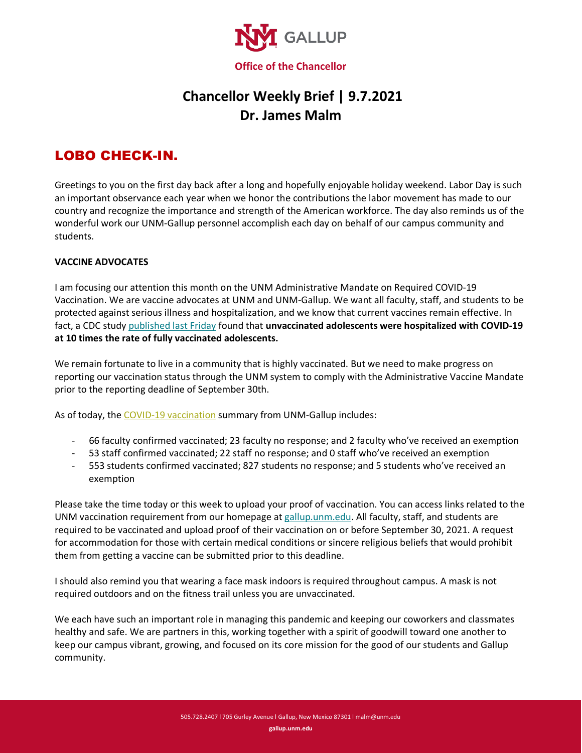GALLUP

**Office of the Chancellor**

# Chancellor Weekly Brief | 9.7.2021
# Dr. James Malm

## LOBO CHECK-IN.

Greetings to you on the first day back after a long and hopefully enjoyable holiday weekend. Labor Day is such an important observance each year when we honor the contributions the labor movement has made to our country and recognize the importance and strength of the American workforce. The day also reminds us of the wonderful work our UNM-Gallup personnel accomplish each day on behalf of our campus community and students.

**VACCINE ADVOCATES**

I am focusing our attention this month on the UNM Administrative Mandate on Required COVID-19 Vaccination. We are vaccine advocates at UNM and UNM-Gallup. We want all faculty, staff, and students to be protected against serious illness and hospitalization, and we know that current vaccines remain effective. In fact, a CDC study published last Friday found that **unvaccinated adolescents were hospitalized with COVID-19 at 10 times the rate of fully vaccinated adolescents.**

We remain fortunate to live in a community that is highly vaccinated. But we need to make progress on reporting our vaccination status through the UNM system to comply with the Administrative Vaccine Mandate prior to the reporting deadline of September 30th.

As of today, the COVID-19 vaccination summary from UNM-Gallup includes:

- 66 faculty confirmed vaccinated; 23 faculty no response; and 2 faculty who've received an exemption
- 53 staff confirmed vaccinated; 22 staff no response; and 0 staff who've received an exemption
- 553 students confirmed vaccinated; 827 students no response; and 5 students who've received an exemption

Please take the time today or this week to upload your proof of vaccination. You can access links related to the UNM vaccination requirement from our homepage at gallup.unm.edu. All faculty, staff, and students are required to be vaccinated and upload proof of their vaccination on or before September 30, 2021. A request for accommodation for those with certain medical conditions or sincere religious beliefs that would prohibit them from getting a vaccine can be submitted prior to this deadline.

I should also remind you that wearing a face mask indoors is required throughout campus. A mask is not required outdoors and on the fitness trail unless you are unvaccinated.

We each have such an important role in managing this pandemic and keeping our coworkers and classmates healthy and safe. We are partners in this, working together with a spirit of goodwill toward one another to keep our campus vibrant, growing, and focused on its core mission for the good of our students and Gallup community.

505.728.2407 l 705 Gurley Avenue l Gallup, New Mexico 87301 l malm@unm.edu

**gallup.unm.edu**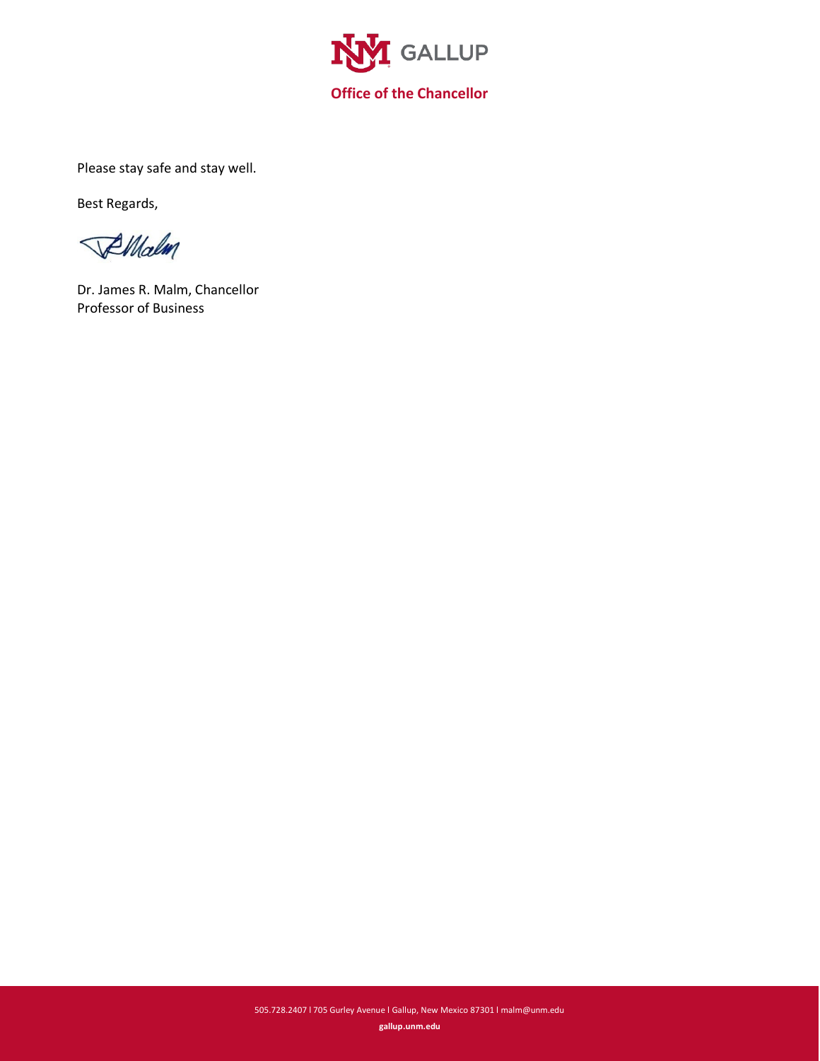Please stay safe and stay well.

Best Regards,

Dr. James R. Malm, Chancellor
Professor of Business